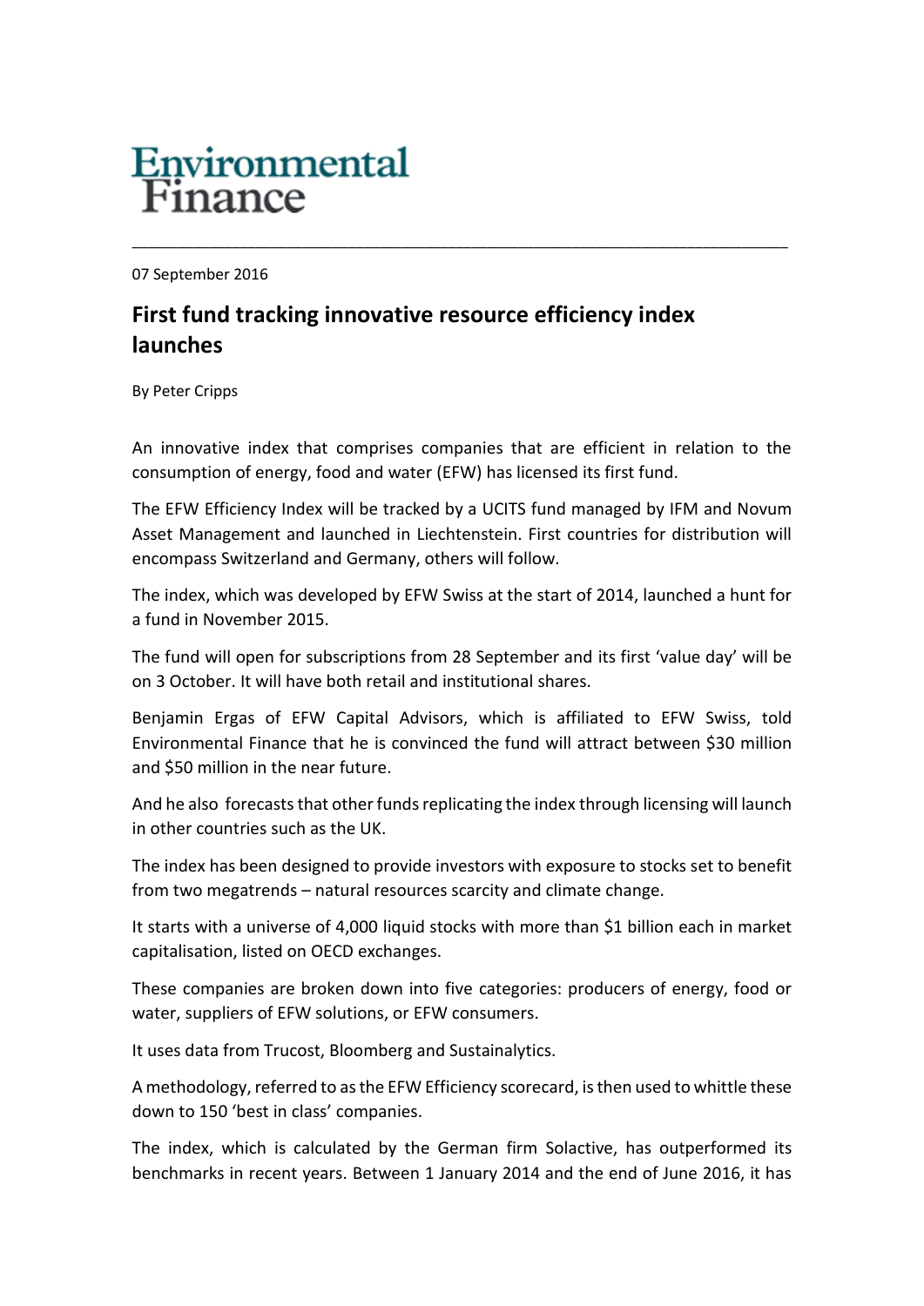Environmental Finance

07 September 2016

# First fund tracking innovative resource efficiency index launches

By Peter Cripps

An innovative index that comprises companies that are efficient in relation to the consumption of energy, food and water (EFW) has licensed its first fund.

The EFW Efficiency Index will be tracked by a UCITS fund managed by IFM and Novum Asset Management and launched in Liechtenstein. First countries for distribution will encompass Switzerland and Germany, others will follow.

The index, which was developed by EFW Swiss at the start of 2014, launched a hunt for a fund in November 2015.

The fund will open for subscriptions from 28 September and its first 'value day' will be on 3 October. It will have both retail and institutional shares.

Benjamin Ergas of EFW Capital Advisors, which is affiliated to EFW Swiss, told Environmental Finance that he is convinced the fund will attract between $30 million and $50 million in the near future.

And he also forecasts that other funds replicating the index through licensing will launch in other countries such as the UK.

The index has been designed to provide investors with exposure to stocks set to benefit from two megatrends – natural resources scarcity and climate change.

It starts with a universe of 4,000 liquid stocks with more than $1 billion each in market capitalisation, listed on OECD exchanges.

These companies are broken down into five categories: producers of energy, food or water, suppliers of EFW solutions, or EFW consumers.

It uses data from Trucost, Bloomberg and Sustainalytics.

A methodology, referred to as the EFW Efficiency scorecard, is then used to whittle these down to 150 'best in class' companies.

The index, which is calculated by the German firm Solactive, has outperformed its benchmarks in recent years. Between 1 January 2014 and the end of June 2016, it has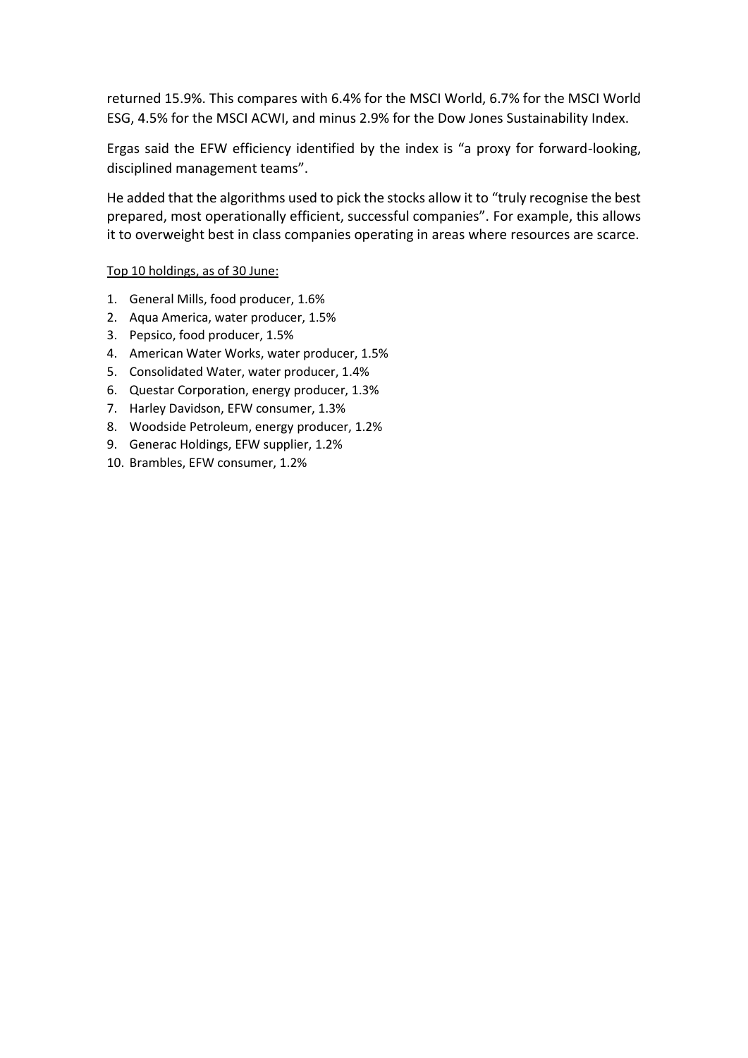returned 15.9%. This compares with 6.4% for the MSCI World, 6.7% for the MSCI World ESG, 4.5% for the MSCI ACWI, and minus 2.9% for the Dow Jones Sustainability Index.

Ergas said the EFW efficiency identified by the index is “a proxy for forward-looking, disciplined management teams”.

He added that the algorithms used to pick the stocks allow it to “truly recognise the best prepared, most operationally efficient, successful companies”. For example, this allows it to overweight best in class companies operating in areas where resources are scarce.

Top 10 holdings, as of 30 June:

1. General Mills, food producer, 1.6%
2. Aqua America, water producer, 1.5%
3. Pepsico, food producer, 1.5%
4. American Water Works, water producer, 1.5%
5. Consolidated Water, water producer, 1.4%
6. Questar Corporation, energy producer, 1.3%
7. Harley Davidson, EFW consumer, 1.3%
8. Woodside Petroleum, energy producer, 1.2%
9. Generac Holdings, EFW supplier, 1.2%
10. Brambles, EFW consumer, 1.2%